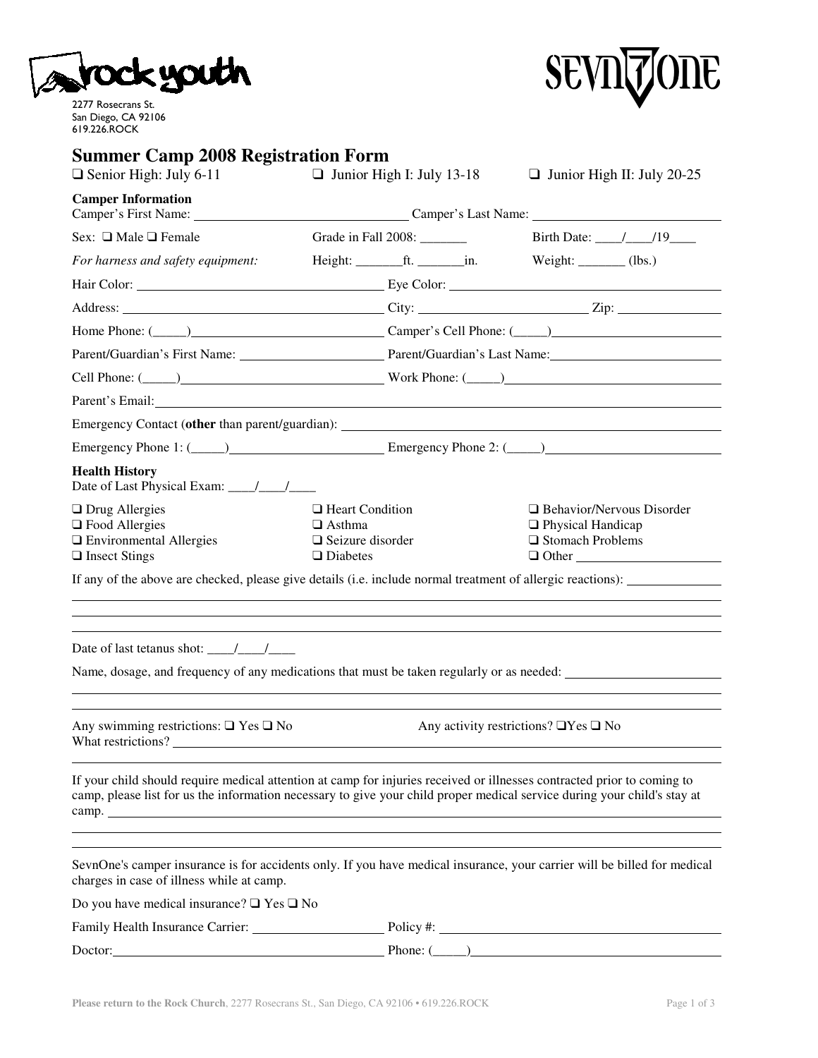rock youth

2277 Rosecrans St.
San Diego, CA 92106
619.226.ROCK

SEVNONE

# Summer Camp 2008 Registration Form

❑ Senior High: July 6-11 ❑ Junior High I: July 13-18 ❑ Junior High II: July 20-25

**Camper Information**

Camper's First Name: ______________________ Camper's Last Name: ______________________

Sex: ❑ Male ❑ Female Grade in Fall 2008: _______ Birth Date: ____/____/19____

*For harness and safety equipment:* Height: _______ft. _______in. Weight: _______ (lbs.)

Hair Color: ______________________ Eye Color: ______________________

Address: ______________________ City: ______________________ Zip: ____________

Home Phone: (_____) ______________________ Camper's Cell Phone: (_____) ______________________

Parent/Guardian's First Name: ______________________ Parent/Guardian's Last Name: ______________________

Cell Phone: (_____) ______________________ Work Phone: (_____) ______________________

Parent's Email: ______________________

Emergency Contact (**other** than parent/guardian): ______________________

Emergency Phone 1: (_____) ______________________ Emergency Phone 2: (_____) ______________________

**Health History**

Date of Last Physical Exam: ____/____/____

❑ Drug Allergies
❑ Food Allergies
❑ Environmental Allergies
❑ Insect Stings
❑ Heart Condition
❑ Asthma
❑ Seizure disorder
❑ Diabetes
❑ Behavior/Nervous Disorder
❑ Physical Handicap
❑ Stomach Problems
❑ Other ______________________

If any of the above are checked, please give details (i.e. include normal treatment of allergic reactions): ______________________

Date of last tetanus shot: ____/____/____

Name, dosage, and frequency of any medications that must be taken regularly or as needed: ______________________

Any swimming restrictions: ❑ Yes ❑ No Any activity restrictions? ❑Yes ❑ No

What restrictions? ______________________

If your child should require medical attention at camp for injuries received or illnesses contracted prior to coming to camp, please list for us the information necessary to give your child proper medical service during your child's stay at camp. ______________________

SevnOne's camper insurance is for accidents only. If you have medical insurance, your carrier will be billed for medical charges in case of illness while at camp.

Do you have medical insurance? ❑ Yes ❑ No

Family Health Insurance Carrier: ______________________ Policy #: ______________________

Doctor: ______________________ Phone: (_____) ______________________

**Please return to the Rock Church**, 2277 Rosecrans St., San Diego, CA 92106 • 619.226.ROCK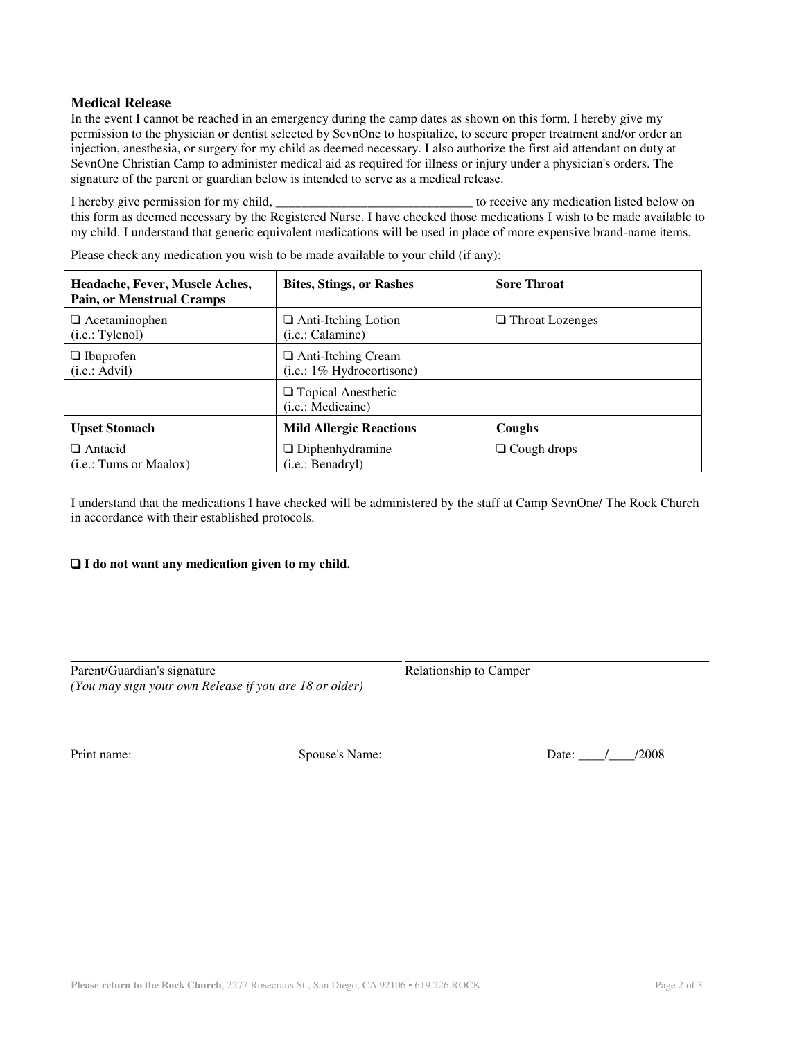### Medical Release

In the event I cannot be reached in an emergency during the camp dates as shown on this form, I hereby give my permission to the physician or dentist selected by SevnOne to hospitalize, to secure proper treatment and/or order an injection, anesthesia, or surgery for my child as deemed necessary. I also authorize the first aid attendant on duty at SevnOne Christian Camp to administer medical aid as required for illness or injury under a physician's orders. The signature of the parent or guardian below is intended to serve as a medical release.

I hereby give permission for my child, ______________________________ to receive any medication listed below on this form as deemed necessary by the Registered Nurse. I have checked those medications I wish to be made available to my child. I understand that generic equivalent medications will be used in place of more expensive brand-name items.

Please check any medication you wish to be made available to your child (if any):

| **Headache, Fever, Muscle Aches, Pain, or Menstrual Cramps** | **Bites, Stings, or Rashes** | **Sore Throat** |
|---|---|---|
| ❑ Acetaminophen (i.e.: Tylenol) | ❑ Anti-Itching Lotion (i.e.: Calamine) | ❑ Throat Lozenges |
| ❑ Ibuprofen (i.e.: Advil) | ❑ Anti-Itching Cream (i.e.: 1% Hydrocortisone) | |
| | ❑ Topical Anesthetic (i.e.: Medicaine) | |
| **Upset Stomach** | **Mild Allergic Reactions** | **Coughs** |
| ❑ Antacid (i.e.: Tums or Maalox) | ❑ Diphenhydramine (i.e.: Benadryl) | ❑ Cough drops |

I understand that the medications I have checked will be administered by the staff at Camp SevnOne/ The Rock Church in accordance with their established protocols.

**❑ I do not want any medication given to my child.**

______________________________________ ______________________________________

Parent/Guardian's signature Relationship to Camper

*(You may sign your own Release if you are 18 or older)*

Print name: ________________________ Spouse's Name: ________________________ Date: ____/____/2008

**Please return to the Rock Church**, 2277 Rosecrans St., San Diego, CA 92106 • 619.226.ROCK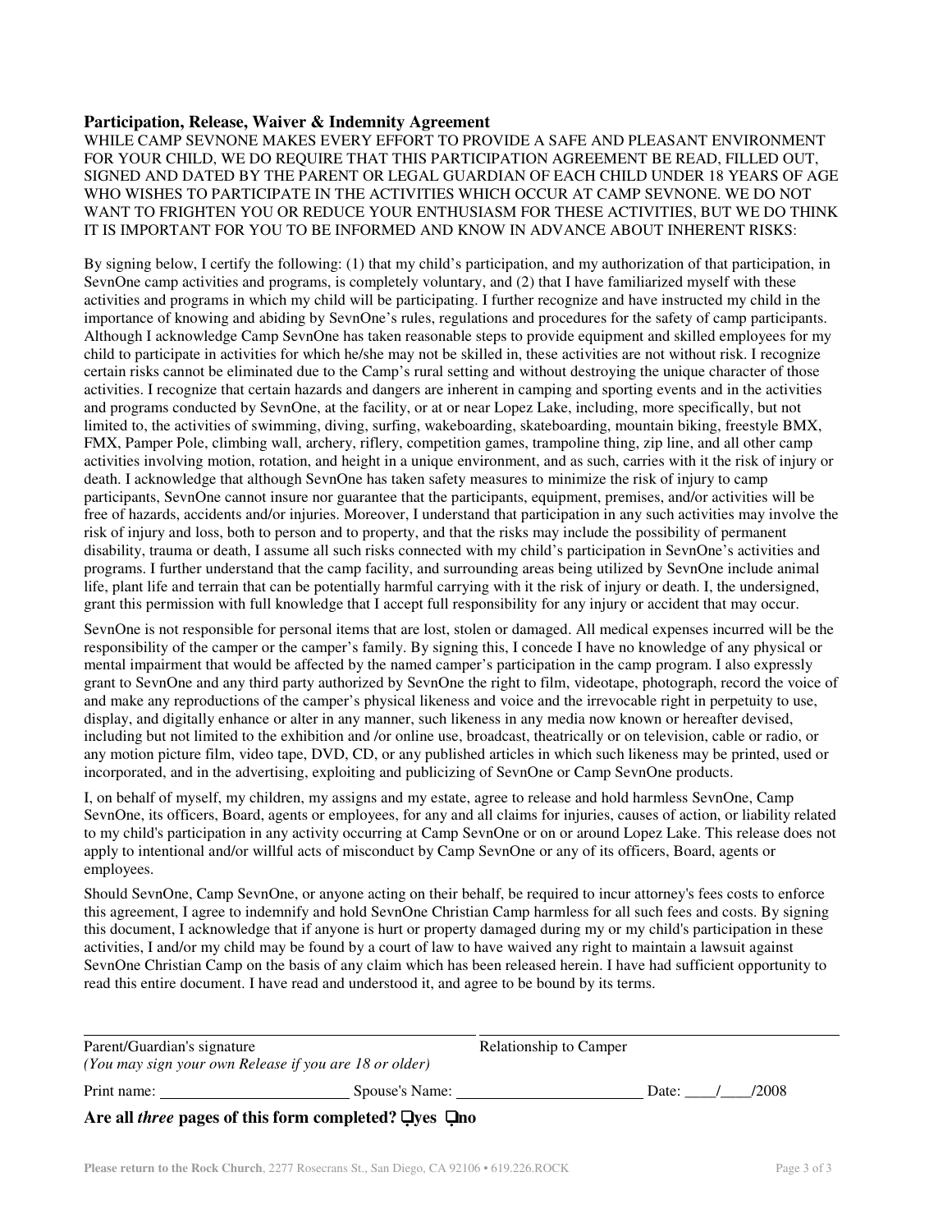**Participation, Release, Waiver & Indemnity Agreement**

WHILE CAMP SEVNONE MAKES EVERY EFFORT TO PROVIDE A SAFE AND PLEASANT ENVIRONMENT FOR YOUR CHILD, WE DO REQUIRE THAT THIS PARTICIPATION AGREEMENT BE READ, FILLED OUT, SIGNED AND DATED BY THE PARENT OR LEGAL GUARDIAN OF EACH CHILD UNDER 18 YEARS OF AGE WHO WISHES TO PARTICIPATE IN THE ACTIVITIES WHICH OCCUR AT CAMP SEVNONE. WE DO NOT WANT TO FRIGHTEN YOU OR REDUCE YOUR ENTHUSIASM FOR THESE ACTIVITIES, BUT WE DO THINK IT IS IMPORTANT FOR YOU TO BE INFORMED AND KNOW IN ADVANCE ABOUT INHERENT RISKS:

By signing below, I certify the following: (1) that my child's participation, and my authorization of that participation, in SevnOne camp activities and programs, is completely voluntary, and (2) that I have familiarized myself with these activities and programs in which my child will be participating. I further recognize and have instructed my child in the importance of knowing and abiding by SevnOne's rules, regulations and procedures for the safety of camp participants. Although I acknowledge Camp SevnOne has taken reasonable steps to provide equipment and skilled employees for my child to participate in activities for which he/she may not be skilled in, these activities are not without risk. I recognize certain risks cannot be eliminated due to the Camp's rural setting and without destroying the unique character of those activities. I recognize that certain hazards and dangers are inherent in camping and sporting events and in the activities and programs conducted by SevnOne, at the facility, or at or near Lopez Lake, including, more specifically, but not limited to, the activities of swimming, diving, surfing, wakeboarding, skateboarding, mountain biking, freestyle BMX, FMX, Pamper Pole, climbing wall, archery, riflery, competition games, trampoline thing, zip line, and all other camp activities involving motion, rotation, and height in a unique environment, and as such, carries with it the risk of injury or death. I acknowledge that although SevnOne has taken safety measures to minimize the risk of injury to camp participants, SevnOne cannot insure nor guarantee that the participants, equipment, premises, and/or activities will be free of hazards, accidents and/or injuries. Moreover, I understand that participation in any such activities may involve the risk of injury and loss, both to person and to property, and that the risks may include the possibility of permanent disability, trauma or death, I assume all such risks connected with my child's participation in SevnOne's activities and programs. I further understand that the camp facility, and surrounding areas being utilized by SevnOne include animal life, plant life and terrain that can be potentially harmful carrying with it the risk of injury or death. I, the undersigned, grant this permission with full knowledge that I accept full responsibility for any injury or accident that may occur.

SevnOne is not responsible for personal items that are lost, stolen or damaged. All medical expenses incurred will be the responsibility of the camper or the camper's family. By signing this, I concede I have no knowledge of any physical or mental impairment that would be affected by the named camper's participation in the camp program. I also expressly grant to SevnOne and any third party authorized by SevnOne the right to film, videotape, photograph, record the voice of and make any reproductions of the camper's physical likeness and voice and the irrevocable right in perpetuity to use, display, and digitally enhance or alter in any manner, such likeness in any media now known or hereafter devised, including but not limited to the exhibition and /or online use, broadcast, theatrically or on television, cable or radio, or any motion picture film, video tape, DVD, CD, or any published articles in which such likeness may be printed, used or incorporated, and in the advertising, exploiting and publicizing of SevnOne or Camp SevnOne products.

I, on behalf of myself, my children, my assigns and my estate, agree to release and hold harmless SevnOne, Camp SevnOne, its officers, Board, agents or employees, for any and all claims for injuries, causes of action, or liability related to my child's participation in any activity occurring at Camp SevnOne or on or around Lopez Lake. This release does not apply to intentional and/or willful acts of misconduct by Camp SevnOne or any of its officers, Board, agents or employees.

Should SevnOne, Camp SevnOne, or anyone acting on their behalf, be required to incur attorney's fees costs to enforce this agreement, I agree to indemnify and hold SevnOne Christian Camp harmless for all such fees and costs. By signing this document, I acknowledge that if anyone is hurt or property damaged during my or my child's participation in these activities, I and/or my child may be found by a court of law to have waived any right to maintain a lawsuit against SevnOne Christian Camp on the basis of any claim which has been released herein. I have had sufficient opportunity to read this entire document. I have read and understood it, and agree to be bound by its terms.

\_\_\_\_\_\_\_\_\_\_\_\_\_\_\_\_\_\_\_\_\_\_\_\_\_\_\_\_\_\_\_\_\_\_\_\_ \_\_\_\_\_\_\_\_\_\_\_\_\_\_\_\_\_\_\_\_\_\_\_\_\_\_\_\_\_\_\_\_\_\_\_\_

Parent/Guardian's signature                                    Relationship to Camper
*(You may sign your own Release if you are 18 or older)*

Print name: \_\_\_\_\_\_\_\_\_\_\_\_\_\_\_\_\_\_\_\_ Spouse's Name: \_\_\_\_\_\_\_\_\_\_\_\_\_\_\_\_\_\_\_\_ Date: \_\_\_\_/\_\_\_\_/2008

**Are all *three* pages of this form completed? ☐yes ☐no**

**Please return to the Rock Church**, 2277 Rosecrans St., San Diego, CA 92106 • 619.226.ROCK